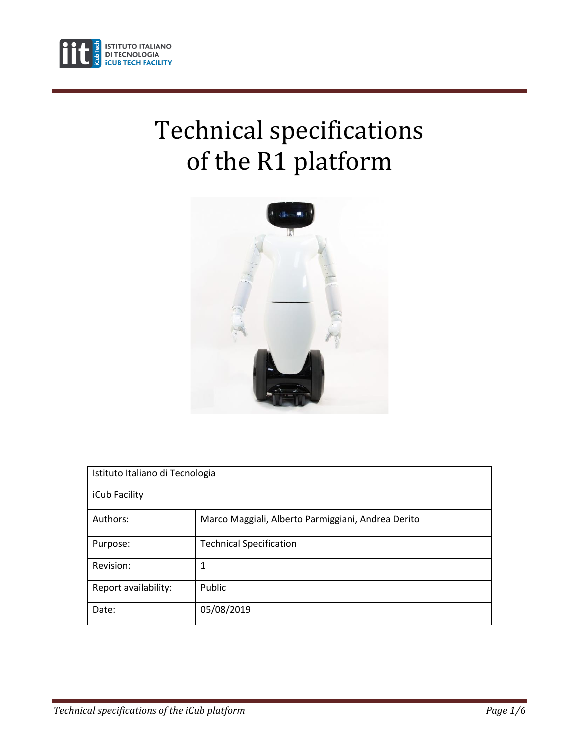# Technical specifications of the R1 platform

| Istituto Italiano di Tecnologia<br>iCub Facility | |
|---|---|
| Authors: | Marco Maggiali, Alberto Parmiggiani, Andrea Derito |
| Purpose: | Technical Specification |
| Revision: | 1 |
| Report availability: | Public |
| Date: | 05/08/2019 |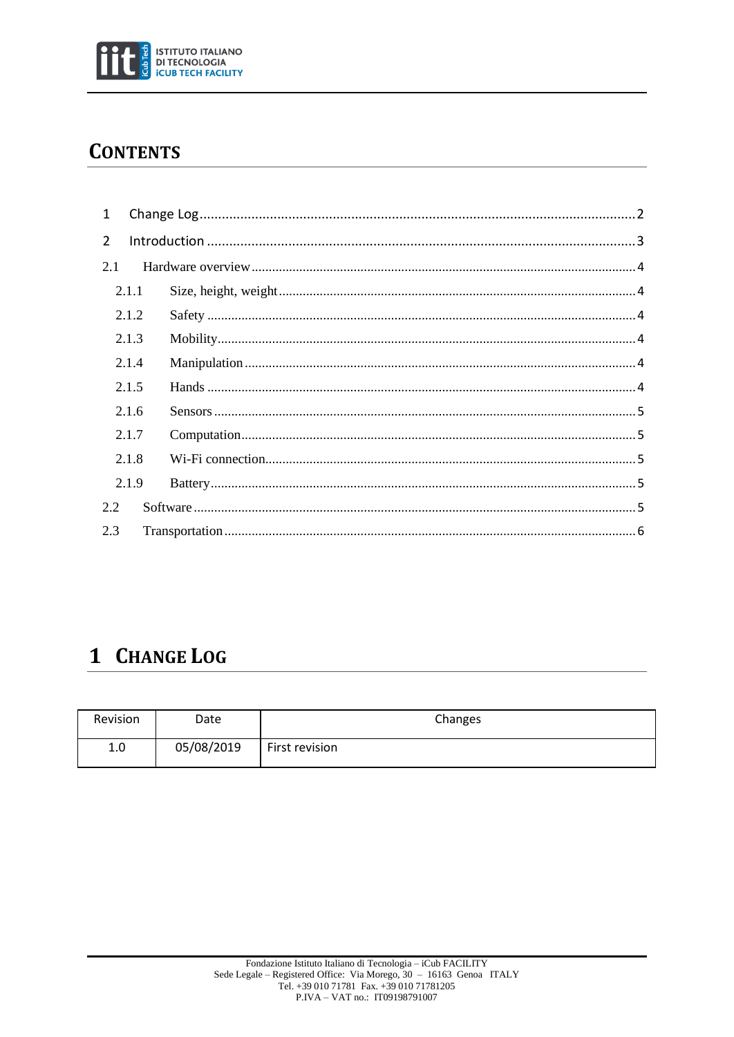# CONTENTS

1 Change Log ........ 2
2 Introduction ........ 3
2.1 Hardware overview ........ 4
2.1.1 Size, height, weight ........ 4
2.1.2 Safety ........ 4
2.1.3 Mobility ........ 4
2.1.4 Manipulation ........ 4
2.1.5 Hands ........ 4
2.1.6 Sensors ........ 5
2.1.7 Computation ........ 5
2.1.8 Wi-Fi connection ........ 5
2.1.9 Battery ........ 5
2.2 Software ........ 5
2.3 Transportation ........ 6

# 1 CHANGE LOG

| Revision | Date | Changes |
|---|---|---|
| 1.0 | 05/08/2019 | First revision |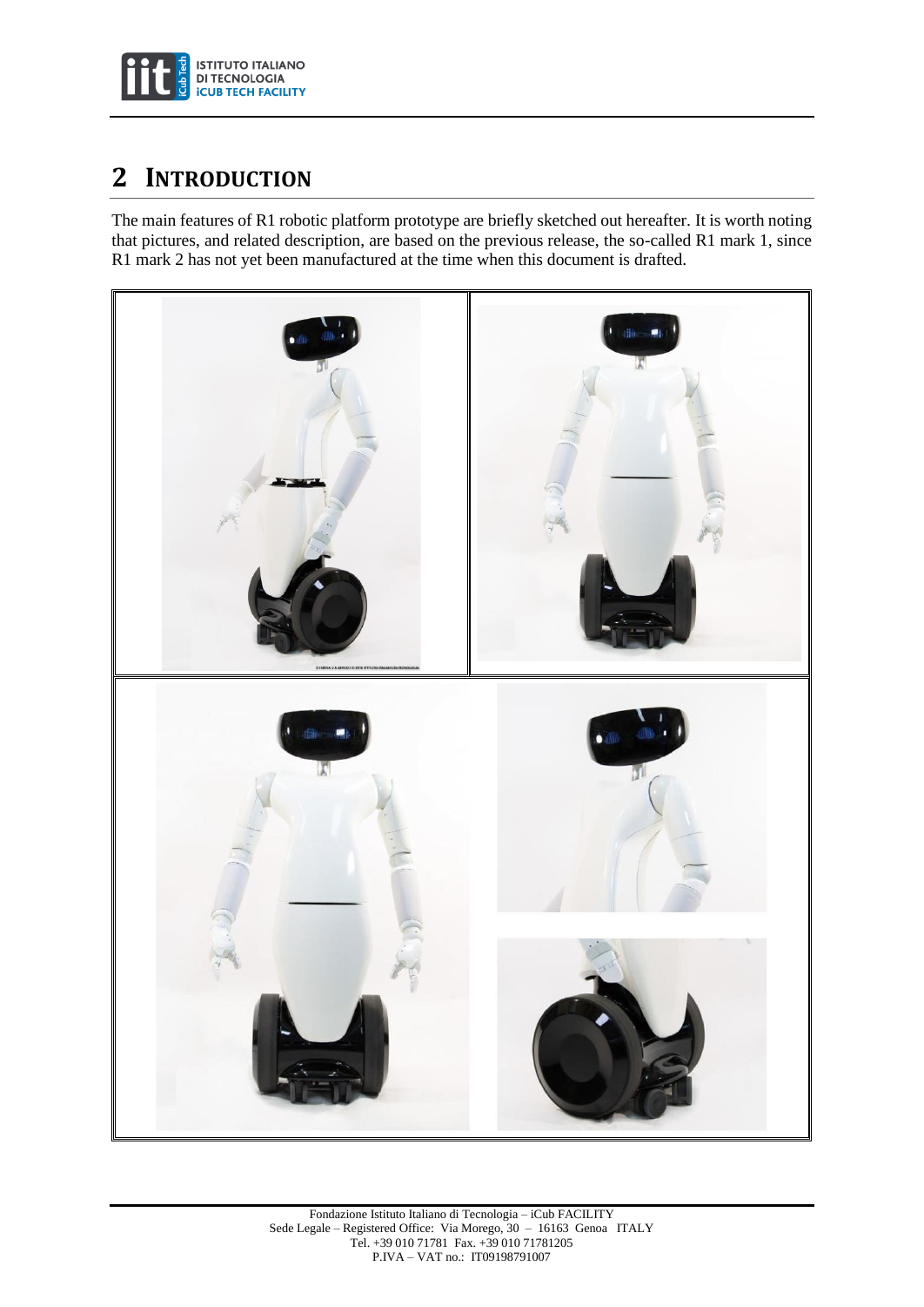# 2 INTRODUCTION

The main features of R1 robotic platform prototype are briefly sketched out hereafter. It is worth noting that pictures, and related description, are based on the previous release, the so-called R1 mark 1, since R1 mark 2 has not yet been manufactured at the time when this document is drafted.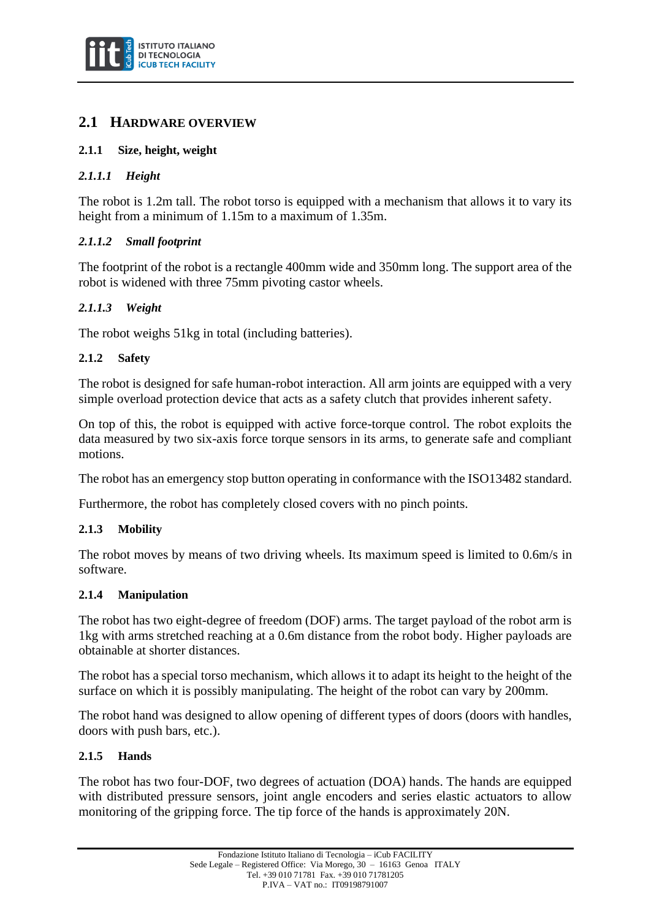## 2.1 Hardware Overview

### 2.1.1 Size, height, weight

#### *2.1.1.1 Height*

The robot is 1.2m tall. The robot torso is equipped with a mechanism that allows it to vary its height from a minimum of 1.15m to a maximum of 1.35m.

#### *2.1.1.2 Small footprint*

The footprint of the robot is a rectangle 400mm wide and 350mm long. The support area of the robot is widened with three 75mm pivoting castor wheels.

#### *2.1.1.3 Weight*

The robot weighs 51kg in total (including batteries).

### 2.1.2 Safety

The robot is designed for safe human-robot interaction. All arm joints are equipped with a very simple overload protection device that acts as a safety clutch that provides inherent safety.

On top of this, the robot is equipped with active force-torque control. The robot exploits the data measured by two six-axis force torque sensors in its arms, to generate safe and compliant motions.

The robot has an emergency stop button operating in conformance with the ISO13482 standard.

Furthermore, the robot has completely closed covers with no pinch points.

### 2.1.3 Mobility

The robot moves by means of two driving wheels. Its maximum speed is limited to 0.6m/s in software.

### 2.1.4 Manipulation

The robot has two eight-degree of freedom (DOF) arms. The target payload of the robot arm is 1kg with arms stretched reaching at a 0.6m distance from the robot body. Higher payloads are obtainable at shorter distances.

The robot has a special torso mechanism, which allows it to adapt its height to the height of the surface on which it is possibly manipulating. The height of the robot can vary by 200mm.

The robot hand was designed to allow opening of different types of doors (doors with handles, doors with push bars, etc.).

### 2.1.5 Hands

The robot has two four-DOF, two degrees of actuation (DOA) hands. The hands are equipped with distributed pressure sensors, joint angle encoders and series elastic actuators to allow monitoring of the gripping force. The tip force of the hands is approximately 20N.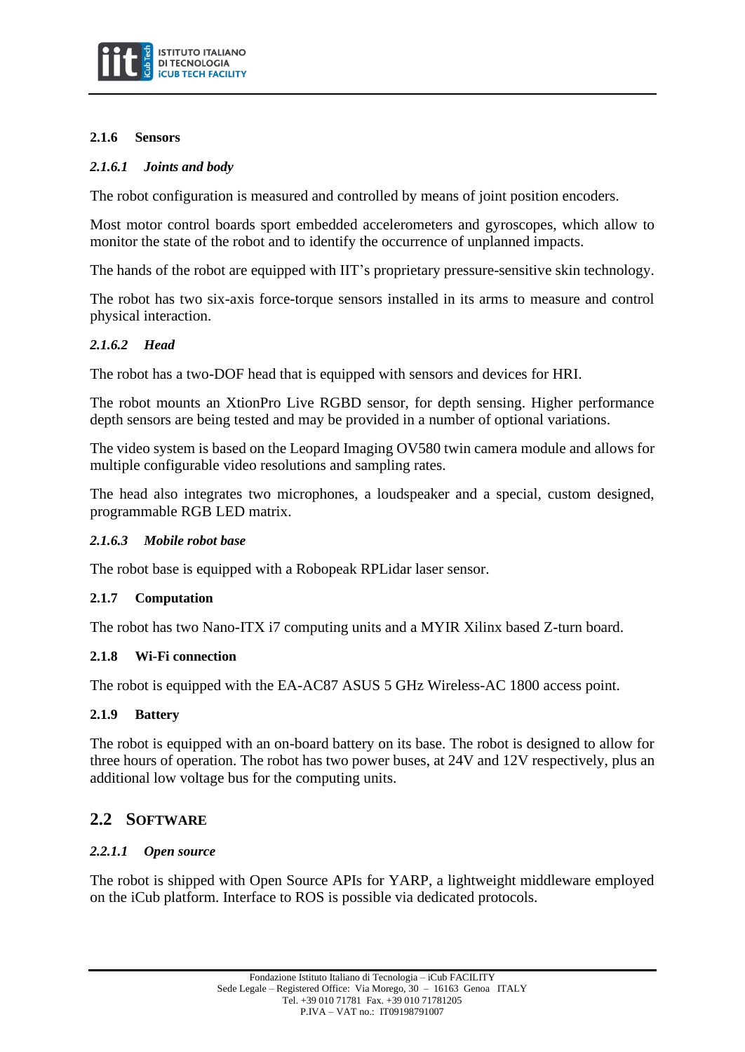### 2.1.6 Sensors

#### *2.1.6.1 Joints and body*

The robot configuration is measured and controlled by means of joint position encoders.

Most motor control boards sport embedded accelerometers and gyroscopes, which allow to monitor the state of the robot and to identify the occurrence of unplanned impacts.

The hands of the robot are equipped with IIT's proprietary pressure-sensitive skin technology.

The robot has two six-axis force-torque sensors installed in its arms to measure and control physical interaction.

#### *2.1.6.2 Head*

The robot has a two-DOF head that is equipped with sensors and devices for HRI.

The robot mounts an XtionPro Live RGBD sensor, for depth sensing. Higher performance depth sensors are being tested and may be provided in a number of optional variations.

The video system is based on the Leopard Imaging OV580 twin camera module and allows for multiple configurable video resolutions and sampling rates.

The head also integrates two microphones, a loudspeaker and a special, custom designed, programmable RGB LED matrix.

#### *2.1.6.3 Mobile robot base*

The robot base is equipped with a Robopeak RPLidar laser sensor.

### 2.1.7 Computation

The robot has two Nano-ITX i7 computing units and a MYIR Xilinx based Z-turn board.

### 2.1.8 Wi-Fi connection

The robot is equipped with the EA-AC87 ASUS 5 GHz Wireless-AC 1800 access point.

### 2.1.9 Battery

The robot is equipped with an on-board battery on its base. The robot is designed to allow for three hours of operation. The robot has two power buses, at 24V and 12V respectively, plus an additional low voltage bus for the computing units.

## 2.2 SOFTWARE

#### *2.2.1.1 Open source*

The robot is shipped with Open Source APIs for YARP, a lightweight middleware employed on the iCub platform. Interface to ROS is possible via dedicated protocols.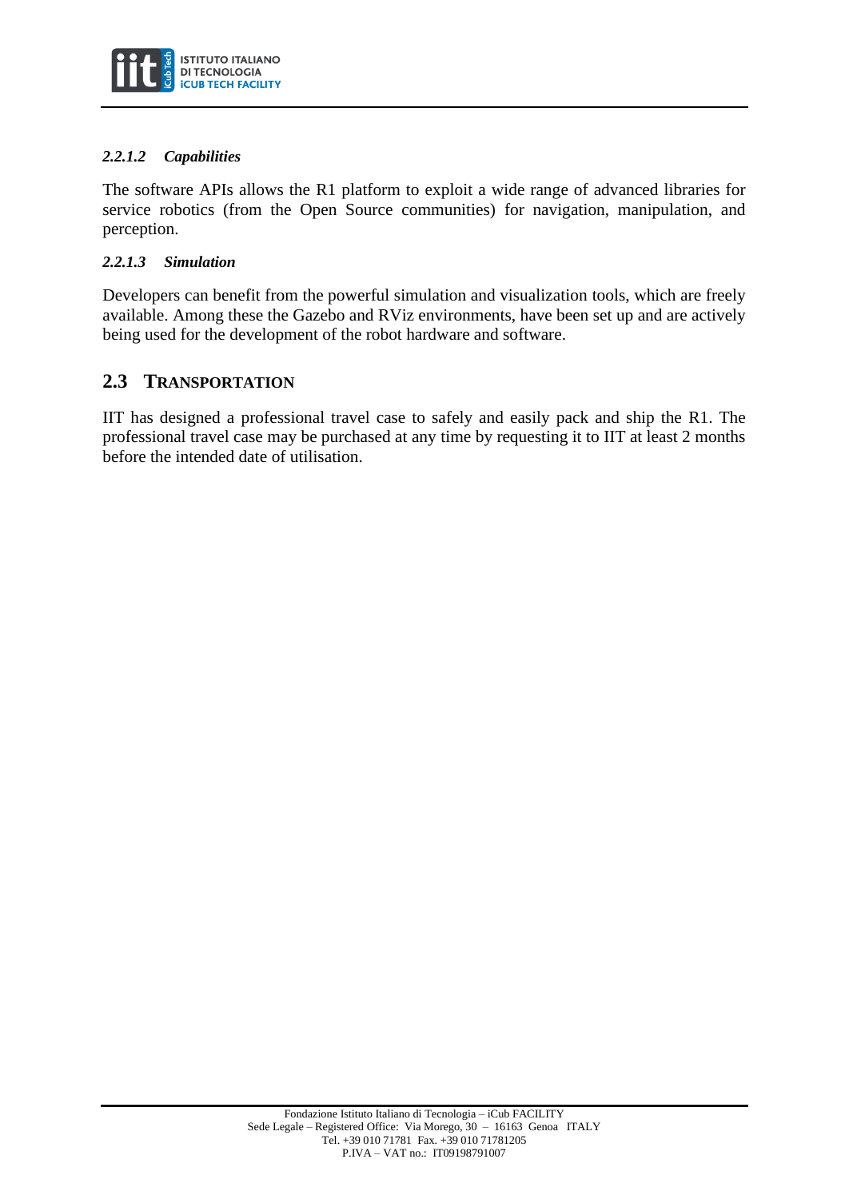#### *2.2.1.2 Capabilities*

The software APIs allows the R1 platform to exploit a wide range of advanced libraries for service robotics (from the Open Source communities) for navigation, manipulation, and perception.

#### *2.2.1.3 Simulation*

Developers can benefit from the powerful simulation and visualization tools, which are freely available. Among these the Gazebo and RViz environments, have been set up and are actively being used for the development of the robot hardware and software.

## 2.3 TRANSPORTATION

IIT has designed a professional travel case to safely and easily pack and ship the R1. The professional travel case may be purchased at any time by requesting it to IIT at least 2 months before the intended date of utilisation.